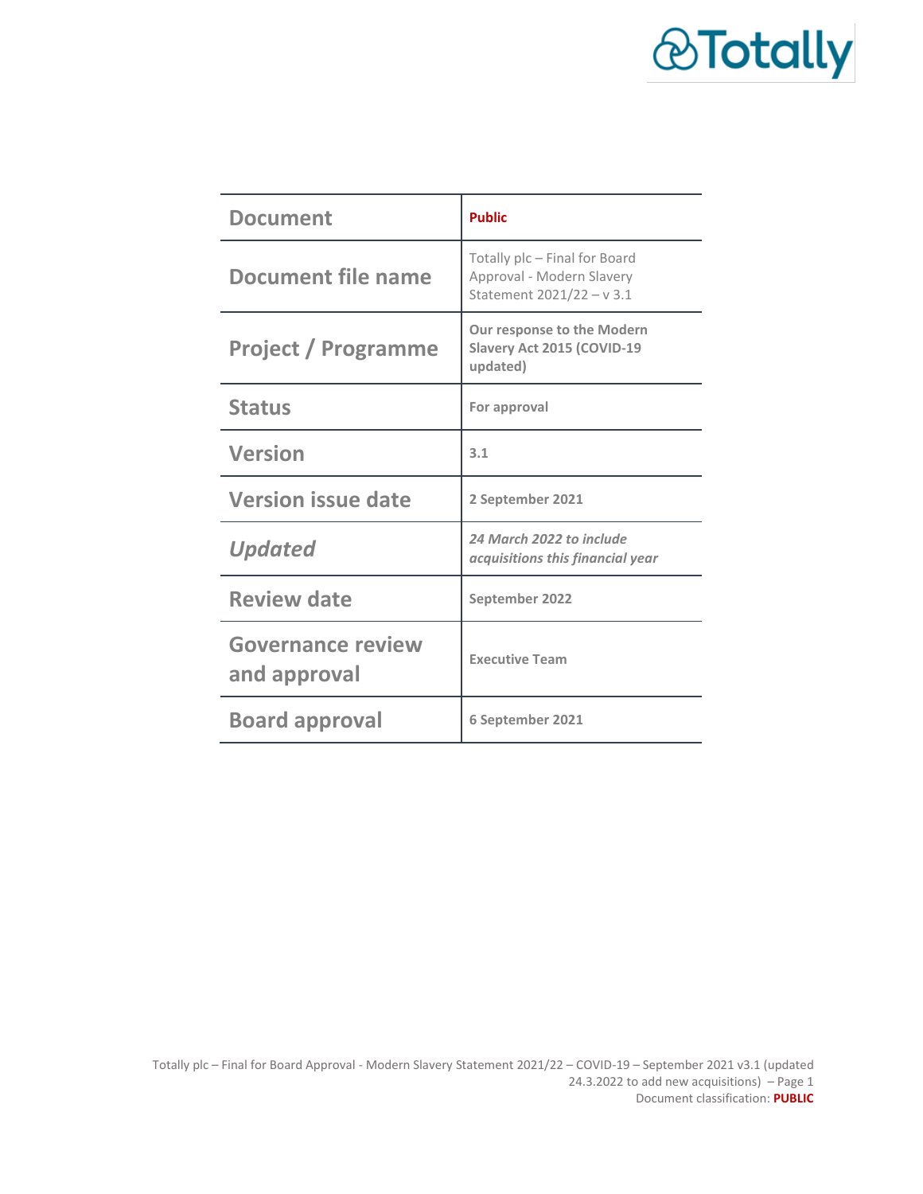Totally

| Document | **Public** |
|---|---|
| Document file name | Totally plc – Final for Board Approval - Modern Slavery Statement 2021/22 – v 3.1 |
| Project / Programme | **Our response to the Modern Slavery Act 2015 (COVID-19 updated)** |
| Status | **For approval** |
| Version | **3.1** |
| Version issue date | **2 September 2021** |
| *Updated* | ***24 March 2022 to include acquisitions this financial year*** |
| Review date | **September 2022** |
| Governance review and approval | **Executive Team** |
| Board approval | **6 September 2021** |

Totally plc – Final for Board Approval - Modern Slavery Statement 2021/22 – COVID-19 – September 2021 v3.1 (updated 24.3.2022 to add new acquisitions)
Document classification: **PUBLIC**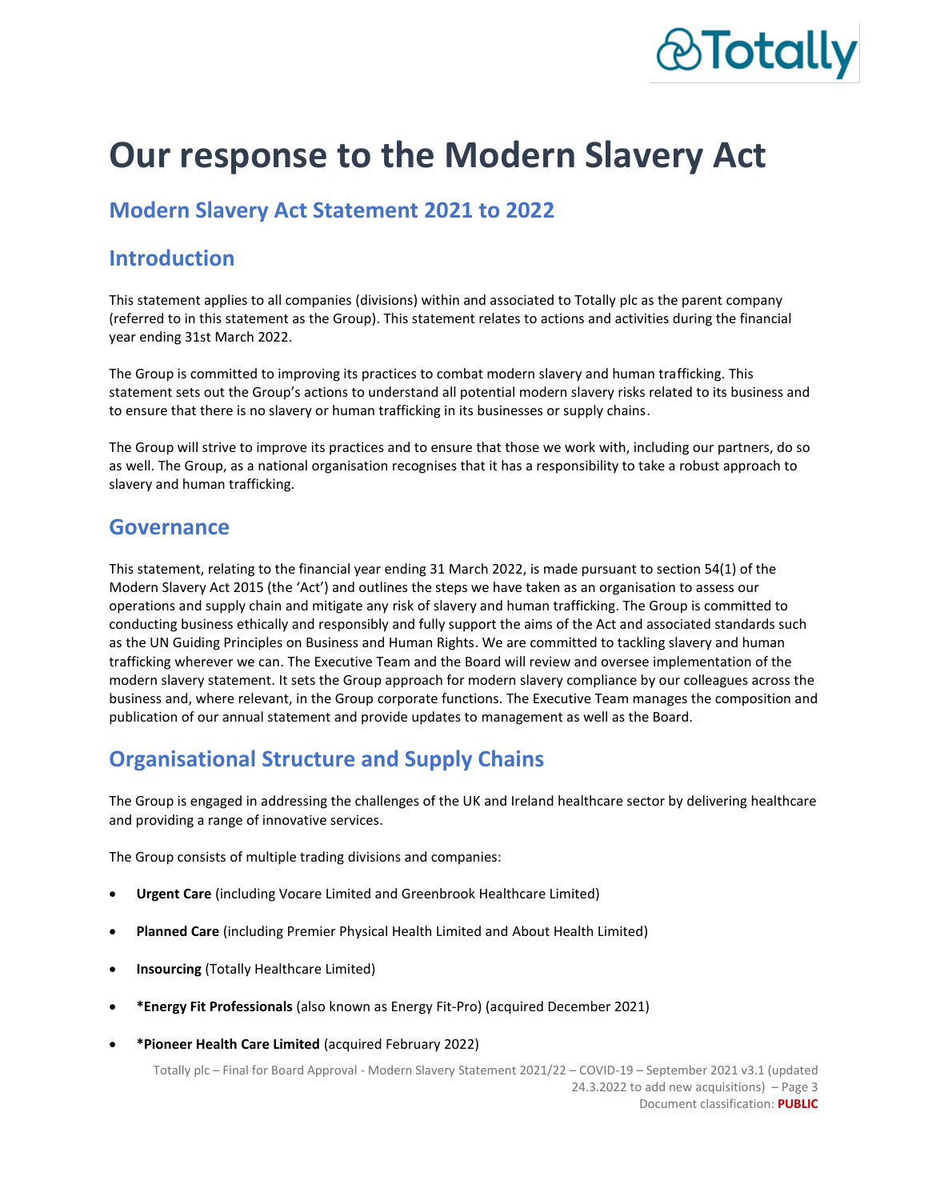# Our response to the Modern Slavery Act

## Modern Slavery Act Statement 2021 to 2022

## Introduction

This statement applies to all companies (divisions) within and associated to Totally plc as the parent company (referred to in this statement as the Group). This statement relates to actions and activities during the financial year ending 31st March 2022.

The Group is committed to improving its practices to combat modern slavery and human trafficking. This statement sets out the Group's actions to understand all potential modern slavery risks related to its business and to ensure that there is no slavery or human trafficking in its businesses or supply chains.

The Group will strive to improve its practices and to ensure that those we work with, including our partners, do so as well. The Group, as a national organisation recognises that it has a responsibility to take a robust approach to slavery and human trafficking.

## Governance

This statement, relating to the financial year ending 31 March 2022, is made pursuant to section 54(1) of the Modern Slavery Act 2015 (the 'Act') and outlines the steps we have taken as an organisation to assess our operations and supply chain and mitigate any risk of slavery and human trafficking. The Group is committed to conducting business ethically and responsibly and fully support the aims of the Act and associated standards such as the UN Guiding Principles on Business and Human Rights. We are committed to tackling slavery and human trafficking wherever we can. The Executive Team and the Board will review and oversee implementation of the modern slavery statement. It sets the Group approach for modern slavery compliance by our colleagues across the business and, where relevant, in the Group corporate functions. The Executive Team manages the composition and publication of our annual statement and provide updates to management as well as the Board.

## Organisational Structure and Supply Chains

The Group is engaged in addressing the challenges of the UK and Ireland healthcare sector by delivering healthcare and providing a range of innovative services.

The Group consists of multiple trading divisions and companies:

- **Urgent Care** (including Vocare Limited and Greenbrook Healthcare Limited)
- **Planned Care** (including Premier Physical Health Limited and About Health Limited)
- **Insourcing** (Totally Healthcare Limited)
- ***Energy Fit Professionals** (also known as Energy Fit-Pro) (acquired December 2021)
- ***Pioneer Health Care Limited** (acquired February 2022)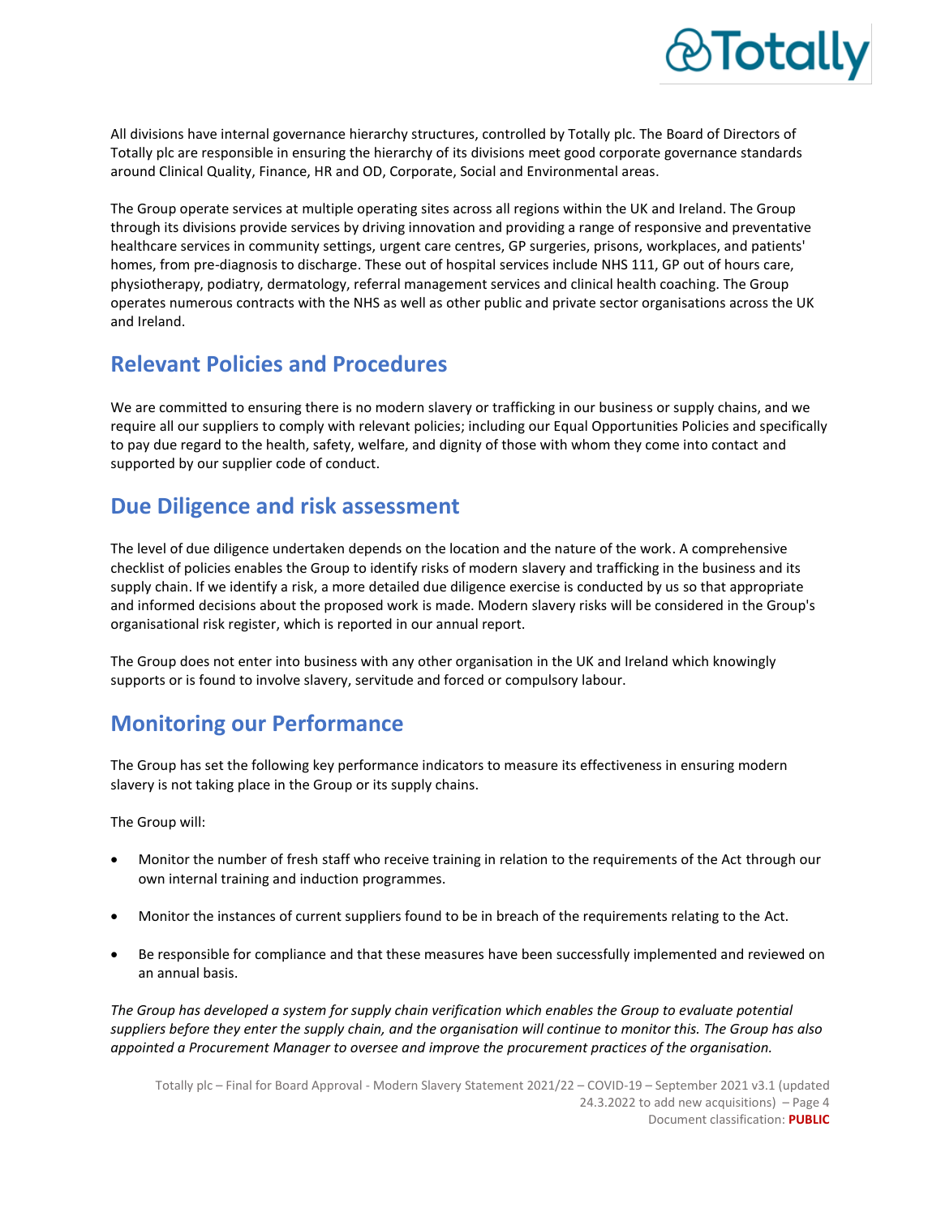All divisions have internal governance hierarchy structures, controlled by Totally plc. The Board of Directors of Totally plc are responsible in ensuring the hierarchy of its divisions meet good corporate governance standards around Clinical Quality, Finance, HR and OD, Corporate, Social and Environmental areas.

The Group operate services at multiple operating sites across all regions within the UK and Ireland. The Group through its divisions provide services by driving innovation and providing a range of responsive and preventative healthcare services in community settings, urgent care centres, GP surgeries, prisons, workplaces, and patients' homes, from pre-diagnosis to discharge. These out of hospital services include NHS 111, GP out of hours care, physiotherapy, podiatry, dermatology, referral management services and clinical health coaching. The Group operates numerous contracts with the NHS as well as other public and private sector organisations across the UK and Ireland.

## Relevant Policies and Procedures

We are committed to ensuring there is no modern slavery or trafficking in our business or supply chains, and we require all our suppliers to comply with relevant policies; including our Equal Opportunities Policies and specifically to pay due regard to the health, safety, welfare, and dignity of those with whom they come into contact and supported by our supplier code of conduct.

## Due Diligence and risk assessment

The level of due diligence undertaken depends on the location and the nature of the work. A comprehensive checklist of policies enables the Group to identify risks of modern slavery and trafficking in the business and its supply chain. If we identify a risk, a more detailed due diligence exercise is conducted by us so that appropriate and informed decisions about the proposed work is made. Modern slavery risks will be considered in the Group's organisational risk register, which is reported in our annual report.

The Group does not enter into business with any other organisation in the UK and Ireland which knowingly supports or is found to involve slavery, servitude and forced or compulsory labour.

## Monitoring our Performance

The Group has set the following key performance indicators to measure its effectiveness in ensuring modern slavery is not taking place in the Group or its supply chains.

The Group will:

- Monitor the number of fresh staff who receive training in relation to the requirements of the Act through our own internal training and induction programmes.
- Monitor the instances of current suppliers found to be in breach of the requirements relating to the Act.
- Be responsible for compliance and that these measures have been successfully implemented and reviewed on an annual basis.

*The Group has developed a system for supply chain verification which enables the Group to evaluate potential suppliers before they enter the supply chain, and the organisation will continue to monitor this. The Group has also appointed a Procurement Manager to oversee and improve the procurement practices of the organisation.*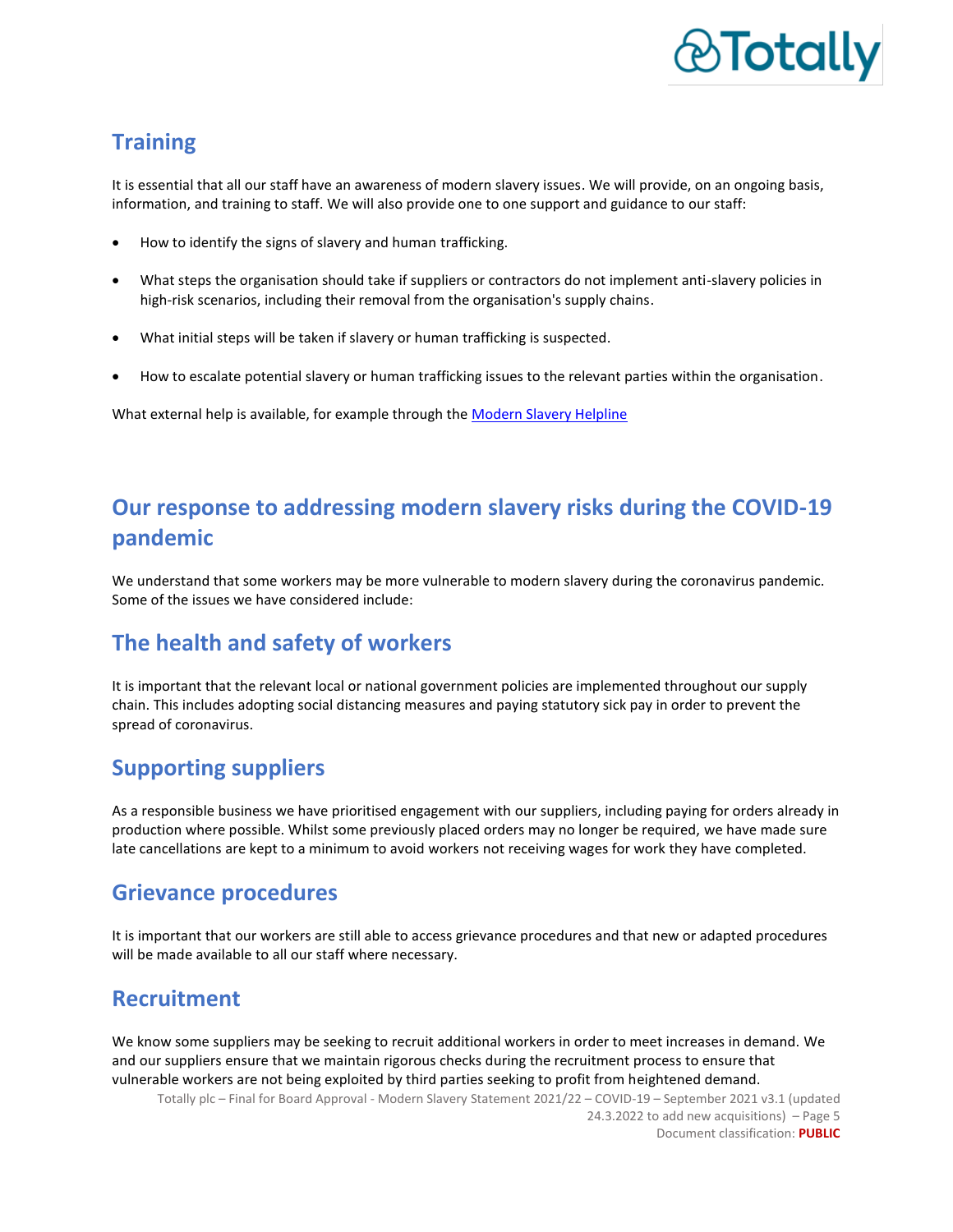## Training

It is essential that all our staff have an awareness of modern slavery issues. We will provide, on an ongoing basis, information, and training to staff. We will also provide one to one support and guidance to our staff:

- How to identify the signs of slavery and human trafficking.
- What steps the organisation should take if suppliers or contractors do not implement anti-slavery policies in high-risk scenarios, including their removal from the organisation's supply chains.
- What initial steps will be taken if slavery or human trafficking is suspected.
- How to escalate potential slavery or human trafficking issues to the relevant parties within the organisation.

What external help is available, for example through the [Modern Slavery Helpline]

## Our response to addressing modern slavery risks during the COVID-19 pandemic

We understand that some workers may be more vulnerable to modern slavery during the coronavirus pandemic. Some of the issues we have considered include:

## The health and safety of workers

It is important that the relevant local or national government policies are implemented throughout our supply chain. This includes adopting social distancing measures and paying statutory sick pay in order to prevent the spread of coronavirus.

## Supporting suppliers

As a responsible business we have prioritised engagement with our suppliers, including paying for orders already in production where possible. Whilst some previously placed orders may no longer be required, we have made sure late cancellations are kept to a minimum to avoid workers not receiving wages for work they have completed.

## Grievance procedures

It is important that our workers are still able to access grievance procedures and that new or adapted procedures will be made available to all our staff where necessary.

## Recruitment

We know some suppliers may be seeking to recruit additional workers in order to meet increases in demand. We and our suppliers ensure that we maintain rigorous checks during the recruitment process to ensure that vulnerable workers are not being exploited by third parties seeking to profit from heightened demand.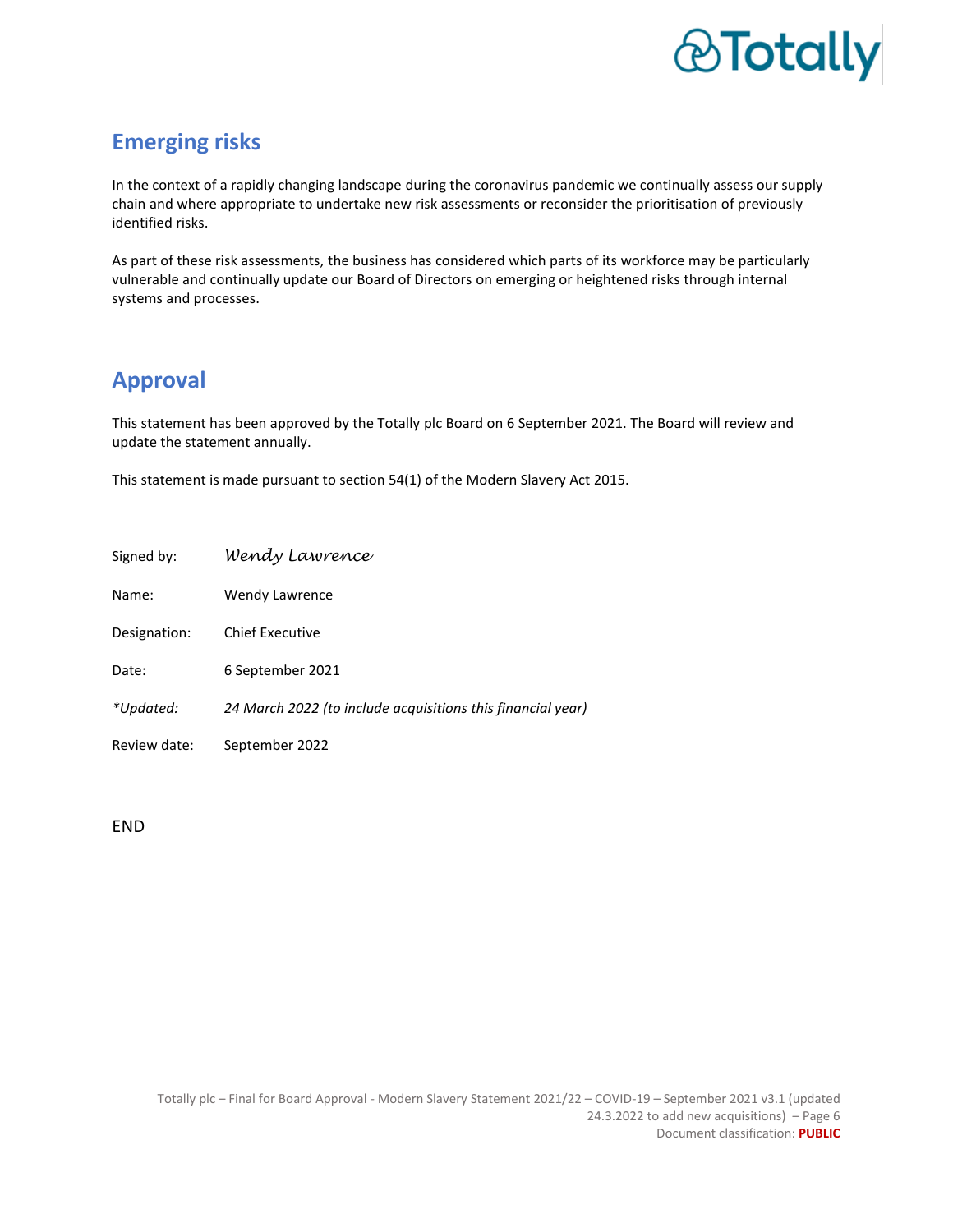## Emerging risks

In the context of a rapidly changing landscape during the coronavirus pandemic we continually assess our supply chain and where appropriate to undertake new risk assessments or reconsider the prioritisation of previously identified risks.

As part of these risk assessments, the business has considered which parts of its workforce may be particularly vulnerable and continually update our Board of Directors on emerging or heightened risks through internal systems and processes.

## Approval

This statement has been approved by the Totally plc Board on 6 September 2021. The Board will review and update the statement annually.

This statement is made pursuant to section 54(1) of the Modern Slavery Act 2015.

Signed by: *Wendy Lawrence*

Name: Wendy Lawrence

Designation: Chief Executive

Date: 6 September 2021

**Updated:* *24 March 2022 (to include acquisitions this financial year)*

Review date: September 2022

END

Document classification: **PUBLIC**